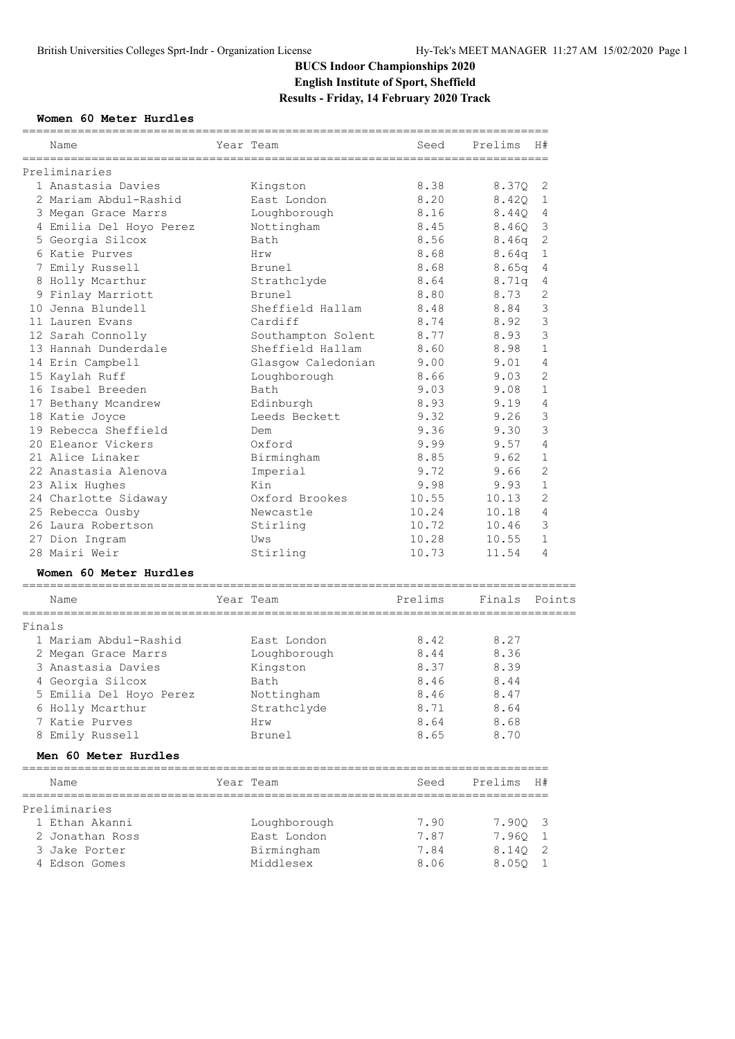# BUCS Indoor Championships 2020

## English Institute of Sport, Sheffield

## Results - Friday, 14 February 2020 Track

### Women 60 Meter Hurdles

| Name | Year Team | Seed | Prelims | H# |
|---|---|---|---|---|
| **Preliminaries** | | | | |
| 1 Anastasia Davies | Kingston | 8.38 | 8.37Q | 2 |
| 2 Mariam Abdul-Rashid | East London | 8.20 | 8.42Q | 1 |
| 3 Megan Grace Marrs | Loughborough | 8.16 | 8.44Q | 4 |
| 4 Emilia Del Hoyo Perez | Nottingham | 8.45 | 8.46Q | 3 |
| 5 Georgia Silcox | Bath | 8.56 | 8.46q | 2 |
| 6 Katie Purves | Hrw | 8.68 | 8.64q | 1 |
| 7 Emily Russell | Brunel | 8.68 | 8.65q | 4 |
| 8 Holly Mcarthur | Strathclyde | 8.64 | 8.71q | 4 |
| 9 Finlay Marriott | Brunel | 8.80 | 8.73 | 2 |
| 10 Jenna Blundell | Sheffield Hallam | 8.48 | 8.84 | 3 |
| 11 Lauren Evans | Cardiff | 8.74 | 8.92 | 3 |
| 12 Sarah Connolly | Southampton Solent | 8.77 | 8.93 | 3 |
| 13 Hannah Dunderdale | Sheffield Hallam | 8.60 | 8.98 | 1 |
| 14 Erin Campbell | Glasgow Caledonian | 9.00 | 9.01 | 4 |
| 15 Kaylah Ruff | Loughborough | 8.66 | 9.03 | 2 |
| 16 Isabel Breeden | Bath | 9.03 | 9.08 | 1 |
| 17 Bethany Mcandrew | Edinburgh | 8.93 | 9.19 | 4 |
| 18 Katie Joyce | Leeds Beckett | 9.32 | 9.26 | 3 |
| 19 Rebecca Sheffield | Dem | 9.36 | 9.30 | 3 |
| 20 Eleanor Vickers | Oxford | 9.99 | 9.57 | 4 |
| 21 Alice Linaker | Birmingham | 8.85 | 9.62 | 1 |
| 22 Anastasia Alenova | Imperial | 9.72 | 9.66 | 2 |
| 23 Alix Hughes | Kin | 9.98 | 9.93 | 1 |
| 24 Charlotte Sidaway | Oxford Brookes | 10.55 | 10.13 | 2 |
| 25 Rebecca Ousby | Newcastle | 10.24 | 10.18 | 4 |
| 26 Laura Robertson | Stirling | 10.72 | 10.46 | 3 |
| 27 Dion Ingram | Uws | 10.28 | 10.55 | 1 |
| 28 Mairi Weir | Stirling | 10.73 | 11.54 | 4 |

### Women 60 Meter Hurdles

| Name | Year Team | Prelims | Finals | Points |
|---|---|---|---|---|
| **Finals** | | | | |
| 1 Mariam Abdul-Rashid | East London | 8.42 | 8.27 | |
| 2 Megan Grace Marrs | Loughborough | 8.44 | 8.36 | |
| 3 Anastasia Davies | Kingston | 8.37 | 8.39 | |
| 4 Georgia Silcox | Bath | 8.46 | 8.44 | |
| 5 Emilia Del Hoyo Perez | Nottingham | 8.46 | 8.47 | |
| 6 Holly Mcarthur | Strathclyde | 8.71 | 8.64 | |
| 7 Katie Purves | Hrw | 8.64 | 8.68 | |
| 8 Emily Russell | Brunel | 8.65 | 8.70 | |

### Men 60 Meter Hurdles

| Name | Year Team | Seed | Prelims | H# |
|---|---|---|---|---|
| **Preliminaries** | | | | |
| 1 Ethan Akanni | Loughborough | 7.90 | 7.90Q | 3 |
| 2 Jonathan Ross | East London | 7.87 | 7.96Q | 1 |
| 3 Jake Porter | Birmingham | 7.84 | 8.14Q | 2 |
| 4 Edson Gomes | Middlesex | 8.06 | 8.05Q | 1 |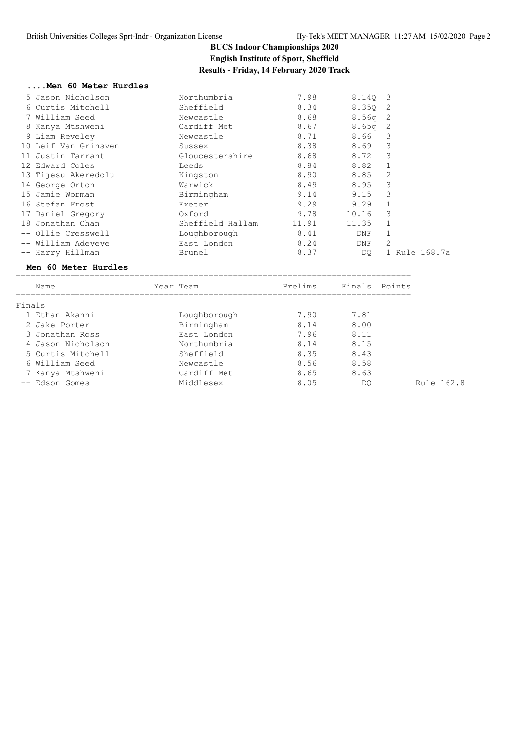# BUCS Indoor Championships 2020

**English Institute of Sport, Sheffield**

**Results - Friday, 14 February 2020 Track**

### ....Men 60 Meter Hurdles

| | | | | | | |
|---|---|---|---|---|---|---|
| 5 | Jason Nicholson | Northumbria | 7.98 | 8.14Q | 3 | |
| 6 | Curtis Mitchell | Sheffield | 8.34 | 8.35Q | 2 | |
| 7 | William Seed | Newcastle | 8.68 | 8.56q | 2 | |
| 8 | Kanya Mtshweni | Cardiff Met | 8.67 | 8.65q | 2 | |
| 9 | Liam Reveley | Newcastle | 8.71 | 8.66 | 3 | |
| 10 | Leif Van Grinsven | Sussex | 8.38 | 8.69 | 3 | |
| 11 | Justin Tarrant | Gloucestershire | 8.68 | 8.72 | 3 | |
| 12 | Edward Coles | Leeds | 8.84 | 8.82 | 1 | |
| 13 | Tijesu Akeredolu | Kingston | 8.90 | 8.85 | 2 | |
| 14 | George Orton | Warwick | 8.49 | 8.95 | 3 | |
| 15 | Jamie Worman | Birmingham | 9.14 | 9.15 | 3 | |
| 16 | Stefan Frost | Exeter | 9.29 | 9.29 | 1 | |
| 17 | Daniel Gregory | Oxford | 9.78 | 10.16 | 3 | |
| 18 | Jonathan Chan | Sheffield Hallam | 11.91 | 11.35 | 1 | |
| -- | Ollie Cresswell | Loughborough | 8.41 | DNF | 1 | |
| -- | William Adeyeye | East London | 8.24 | DNF | 2 | |
| -- | Harry Hillman | Brunel | 8.37 | DQ | 1 | Rule 168.7a |

### Men 60 Meter Hurdles

| | Name | Year Team | Prelims | Finals | Points | |
|---|---|---|---|---|---|---|
| **Finals** | | | | | | |
| 1 | Ethan Akanni | Loughborough | 7.90 | 7.81 | | |
| 2 | Jake Porter | Birmingham | 8.14 | 8.00 | | |
| 3 | Jonathan Ross | East London | 7.96 | 8.11 | | |
| 4 | Jason Nicholson | Northumbria | 8.14 | 8.15 | | |
| 5 | Curtis Mitchell | Sheffield | 8.35 | 8.43 | | |
| 6 | William Seed | Newcastle | 8.56 | 8.58 | | |
| 7 | Kanya Mtshweni | Cardiff Met | 8.65 | 8.63 | | |
| -- | Edson Gomes | Middlesex | 8.05 | DQ | | Rule 162.8 |